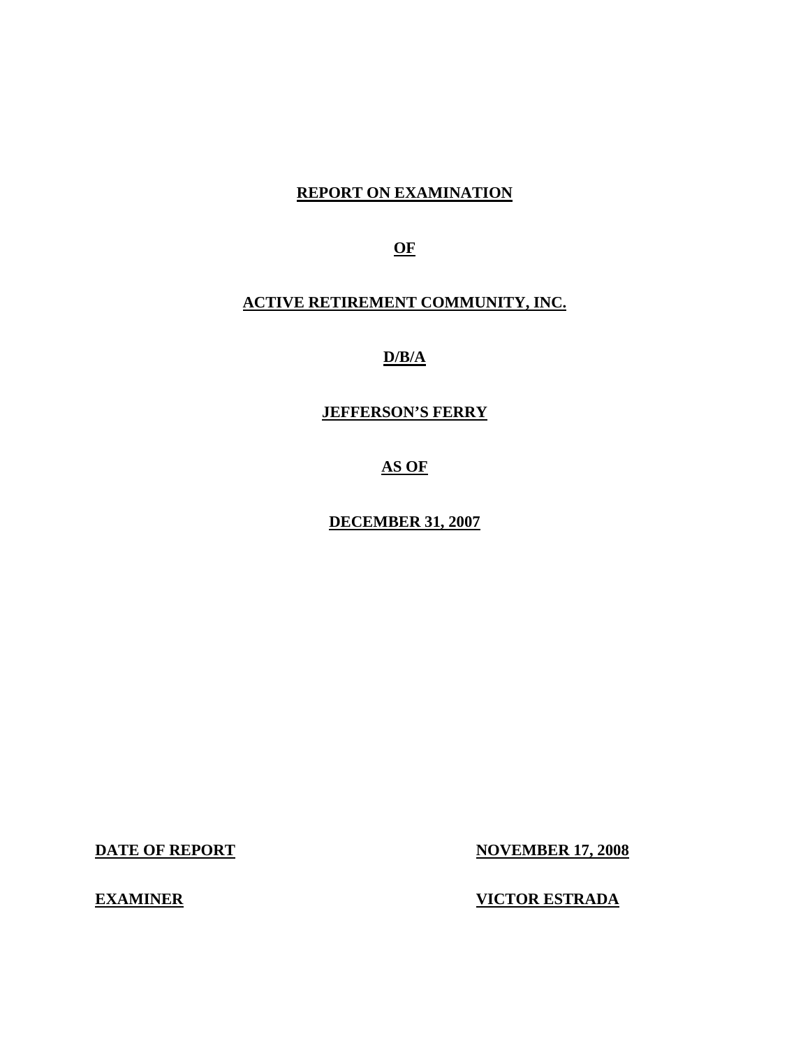# REPORT ON EXAMINATION

# OF

# ACTIVE RETIREMENT COMMUNITY, INC.

# D/B/A

# JEFFERSON'S FERRY

# AS OF

# DECEMBER 31, 2007

| | |
|---|---|
| **DATE OF REPORT** | **NOVEMBER 17, 2008** |
| **EXAMINER** | **VICTOR ESTRADA** |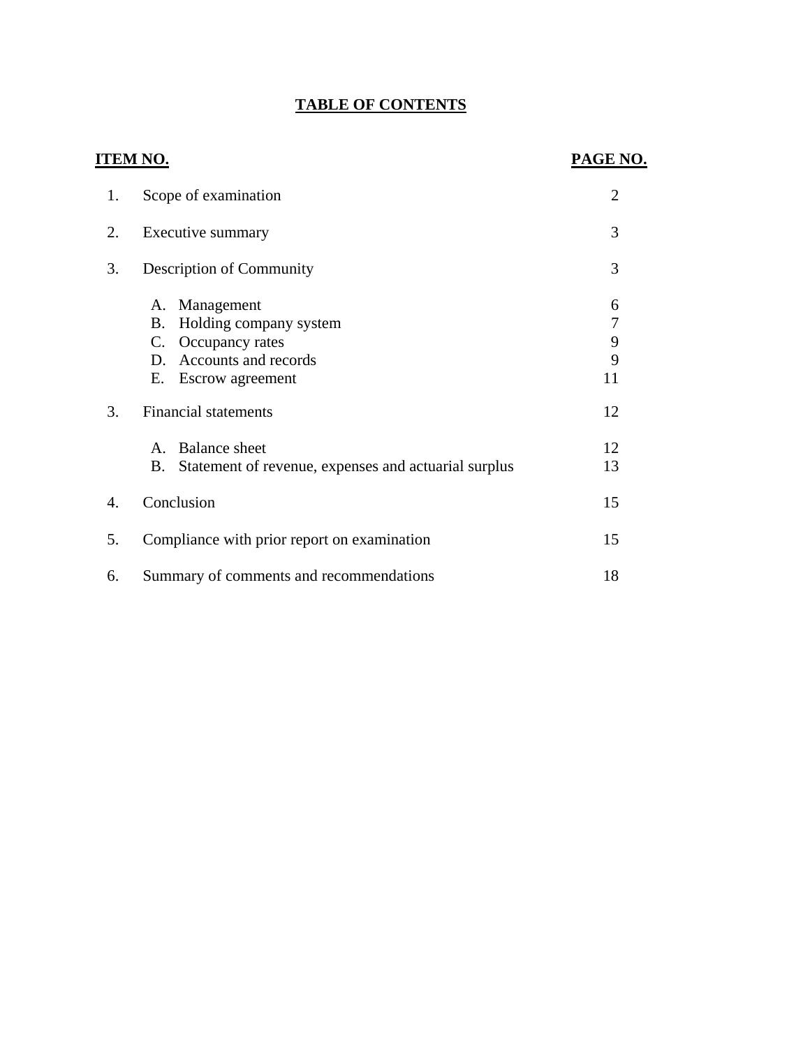# TABLE OF CONTENTS

| ITEM NO. | | PAGE NO. |
|---|---|---|
| 1. | Scope of examination | 2 |
| 2. | Executive summary | 3 |
| 3. | Description of Community | 3 |
| | A. Management | 6 |
| | B. Holding company system | 7 |
| | C. Occupancy rates | 9 |
| | D. Accounts and records | 9 |
| | E. Escrow agreement | 11 |
| 3. | Financial statements | 12 |
| | A. Balance sheet | 12 |
| | B. Statement of revenue, expenses and actuarial surplus | 13 |
| 4. | Conclusion | 15 |
| 5. | Compliance with prior report on examination | 15 |
| 6. | Summary of comments and recommendations | 18 |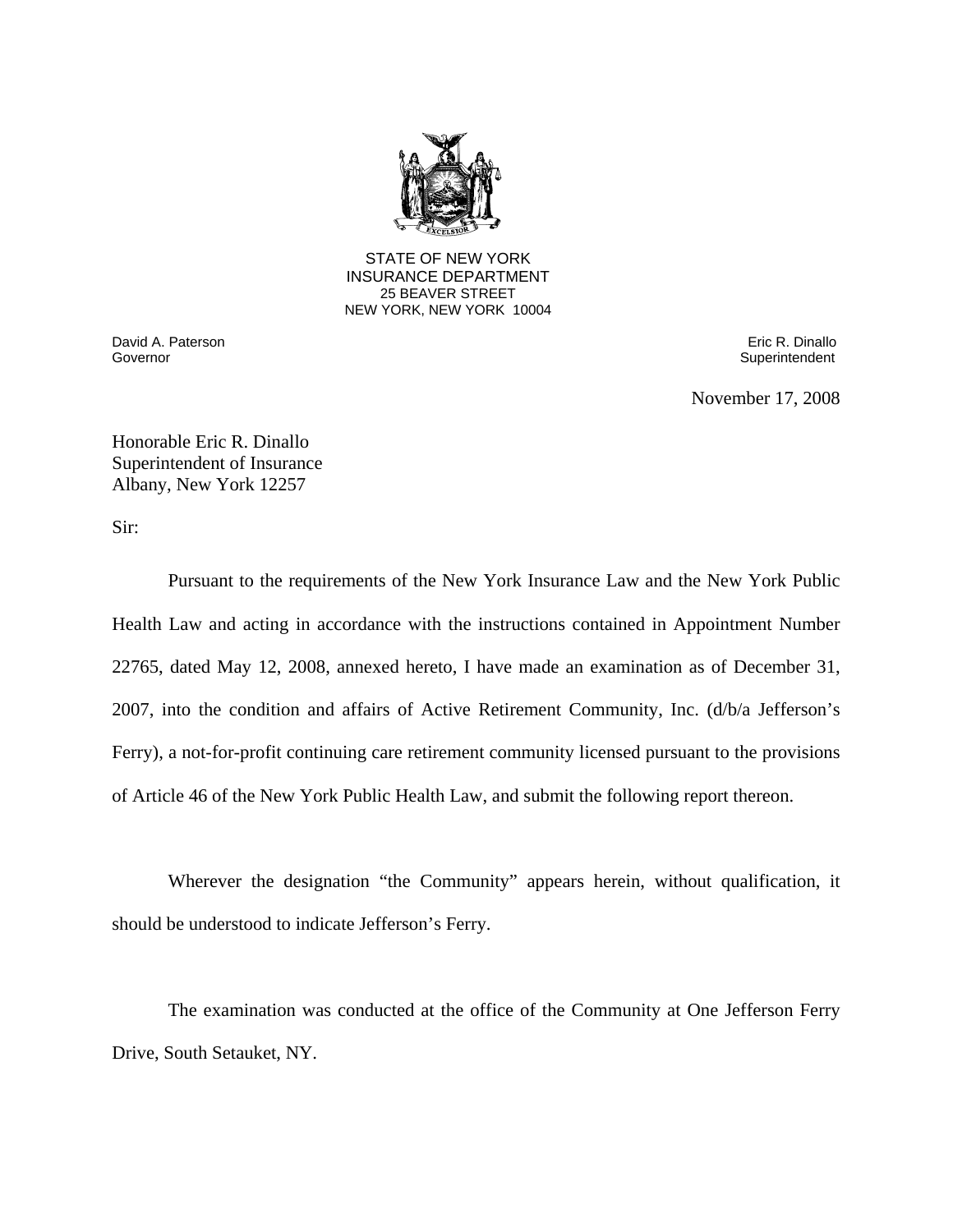STATE OF NEW YORK
INSURANCE DEPARTMENT
25 BEAVER STREET
NEW YORK, NEW YORK 10004

David A. Paterson
Governor

Eric R. Dinallo
Superintendent

November 17, 2008

Honorable Eric R. Dinallo
Superintendent of Insurance
Albany, New York 12257

Sir:

Pursuant to the requirements of the New York Insurance Law and the New York Public Health Law and acting in accordance with the instructions contained in Appointment Number 22765, dated May 12, 2008, annexed hereto, I have made an examination as of December 31, 2007, into the condition and affairs of Active Retirement Community, Inc. (d/b/a Jefferson's Ferry), a not-for-profit continuing care retirement community licensed pursuant to the provisions of Article 46 of the New York Public Health Law, and submit the following report thereon.

Wherever the designation "the Community" appears herein, without qualification, it should be understood to indicate Jefferson's Ferry.

The examination was conducted at the office of the Community at One Jefferson Ferry Drive, South Setauket, NY.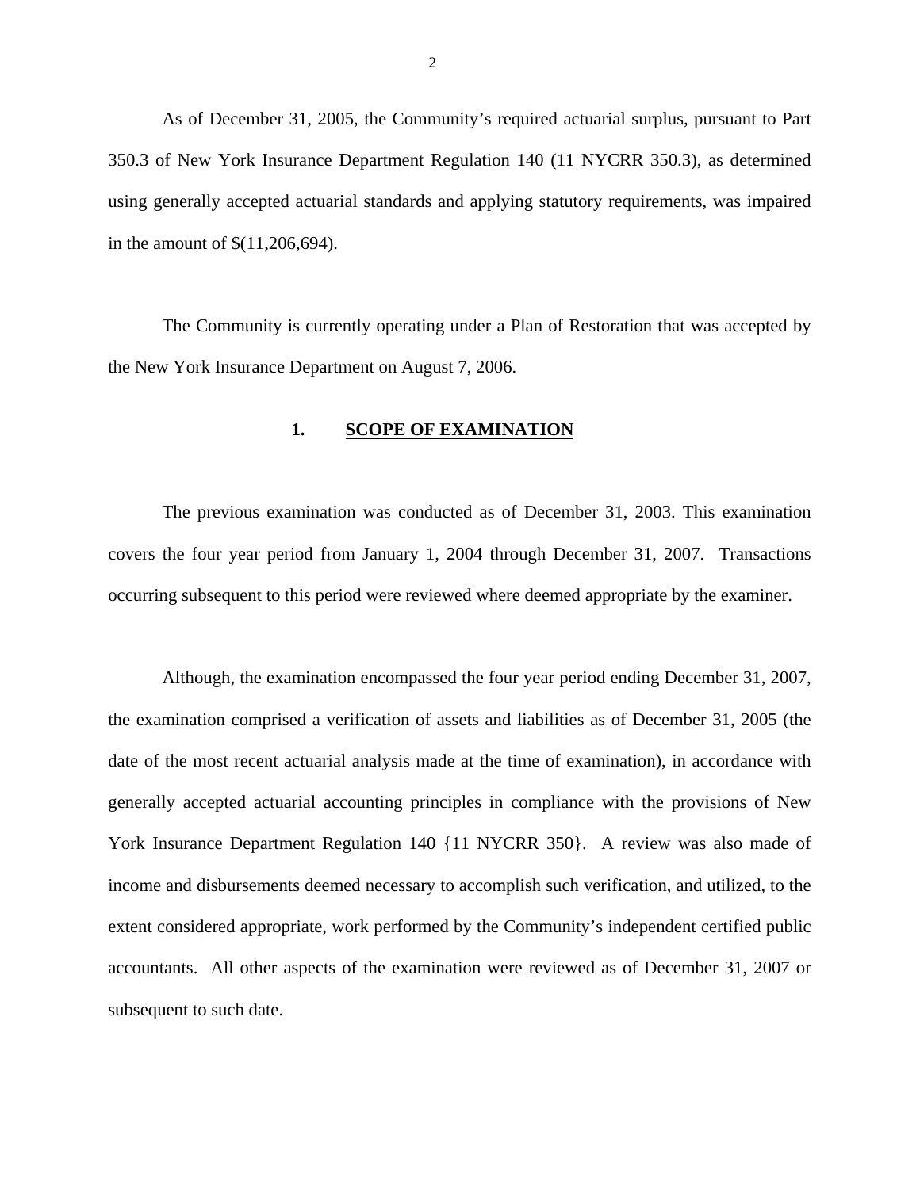As of December 31, 2005, the Community's required actuarial surplus, pursuant to Part 350.3 of New York Insurance Department Regulation 140 (11 NYCRR 350.3), as determined using generally accepted actuarial standards and applying statutory requirements, was impaired in the amount of $(11,206,694).

The Community is currently operating under a Plan of Restoration that was accepted by the New York Insurance Department on August 7, 2006.

## 1. SCOPE OF EXAMINATION

The previous examination was conducted as of December 31, 2003. This examination covers the four year period from January 1, 2004 through December 31, 2007. Transactions occurring subsequent to this period were reviewed where deemed appropriate by the examiner.

Although, the examination encompassed the four year period ending December 31, 2007, the examination comprised a verification of assets and liabilities as of December 31, 2005 (the date of the most recent actuarial analysis made at the time of examination), in accordance with generally accepted actuarial accounting principles in compliance with the provisions of New York Insurance Department Regulation 140 {11 NYCRR 350}. A review was also made of income and disbursements deemed necessary to accomplish such verification, and utilized, to the extent considered appropriate, work performed by the Community's independent certified public accountants. All other aspects of the examination were reviewed as of December 31, 2007 or subsequent to such date.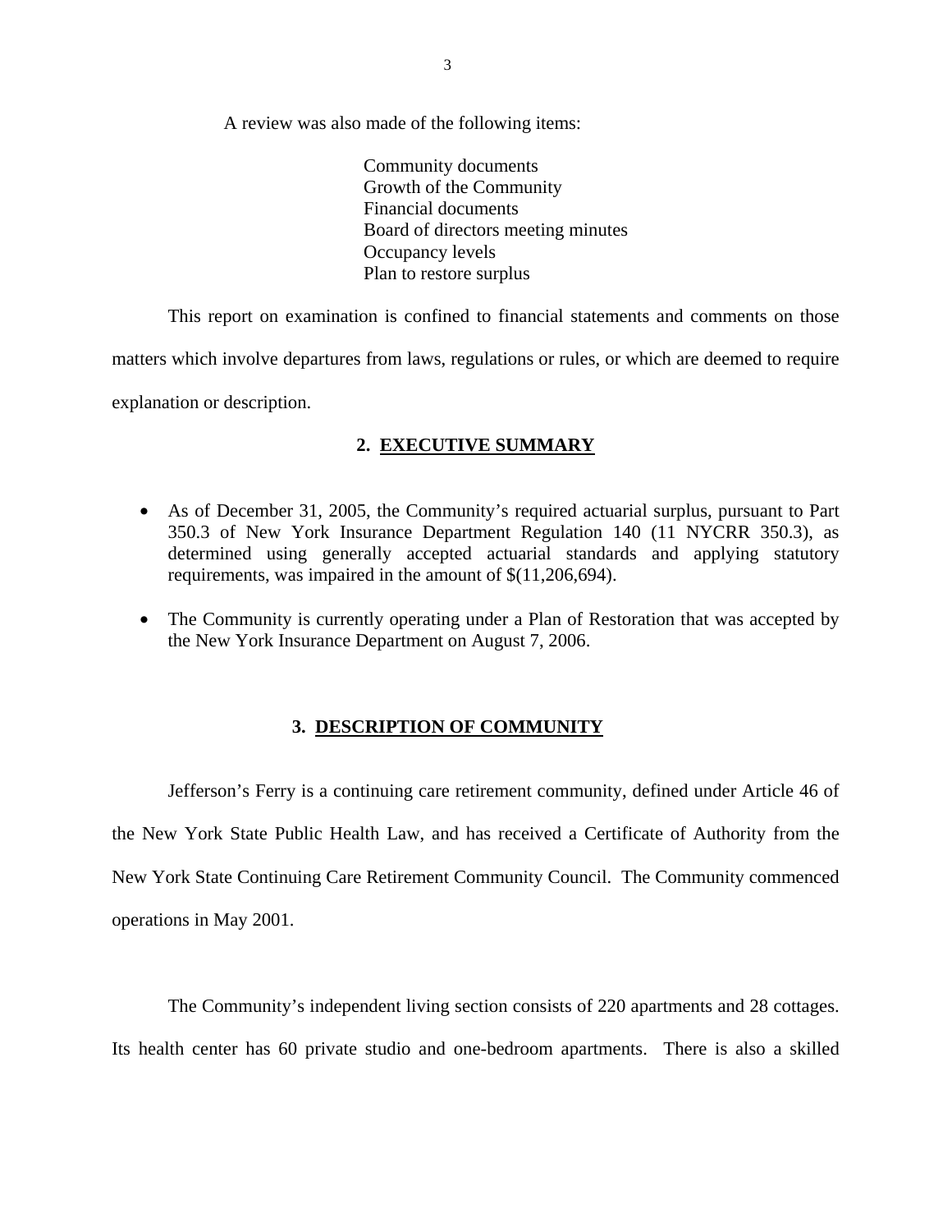A review was also made of the following items:

Community documents
Growth of the Community
Financial documents
Board of directors meeting minutes
Occupancy levels
Plan to restore surplus

This report on examination is confined to financial statements and comments on those matters which involve departures from laws, regulations or rules, or which are deemed to require explanation or description.

## 2. EXECUTIVE SUMMARY

- As of December 31, 2005, the Community's required actuarial surplus, pursuant to Part 350.3 of New York Insurance Department Regulation 140 (11 NYCRR 350.3), as determined using generally accepted actuarial standards and applying statutory requirements, was impaired in the amount of $(11,206,694).
- The Community is currently operating under a Plan of Restoration that was accepted by the New York Insurance Department on August 7, 2006.

## 3. DESCRIPTION OF COMMUNITY

Jefferson's Ferry is a continuing care retirement community, defined under Article 46 of the New York State Public Health Law, and has received a Certificate of Authority from the New York State Continuing Care Retirement Community Council. The Community commenced operations in May 2001.

The Community's independent living section consists of 220 apartments and 28 cottages. Its health center has 60 private studio and one-bedroom apartments. There is also a skilled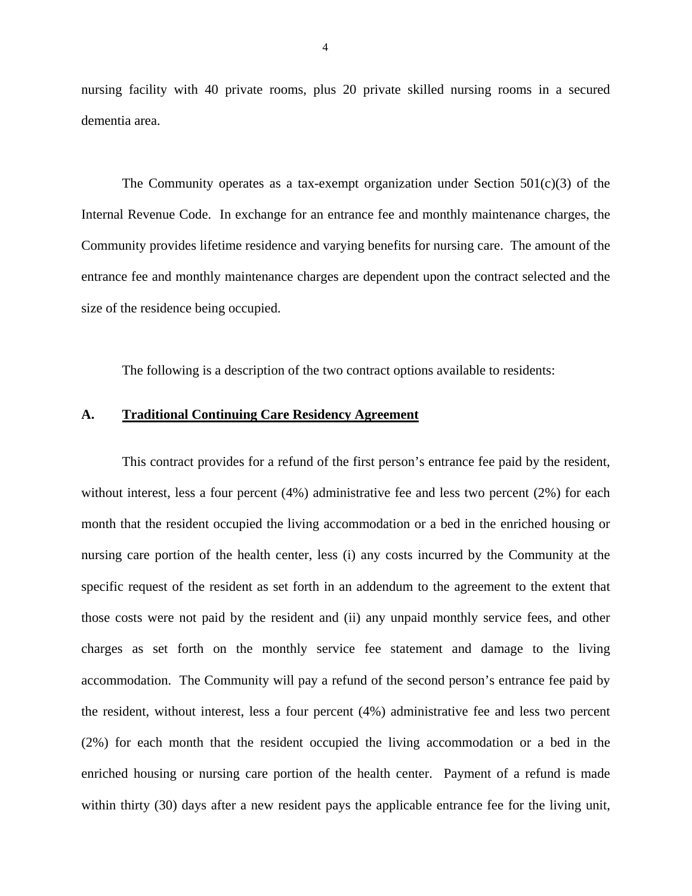nursing facility with 40 private rooms, plus 20 private skilled nursing rooms in a secured dementia area.

The Community operates as a tax-exempt organization under Section 501(c)(3) of the Internal Revenue Code. In exchange for an entrance fee and monthly maintenance charges, the Community provides lifetime residence and varying benefits for nursing care. The amount of the entrance fee and monthly maintenance charges are dependent upon the contract selected and the size of the residence being occupied.

The following is a description of the two contract options available to residents:

**A. <u>Traditional Continuing Care Residency Agreement</u>**

This contract provides for a refund of the first person's entrance fee paid by the resident, without interest, less a four percent (4%) administrative fee and less two percent (2%) for each month that the resident occupied the living accommodation or a bed in the enriched housing or nursing care portion of the health center, less (i) any costs incurred by the Community at the specific request of the resident as set forth in an addendum to the agreement to the extent that those costs were not paid by the resident and (ii) any unpaid monthly service fees, and other charges as set forth on the monthly service fee statement and damage to the living accommodation. The Community will pay a refund of the second person's entrance fee paid by the resident, without interest, less a four percent (4%) administrative fee and less two percent (2%) for each month that the resident occupied the living accommodation or a bed in the enriched housing or nursing care portion of the health center. Payment of a refund is made within thirty (30) days after a new resident pays the applicable entrance fee for the living unit,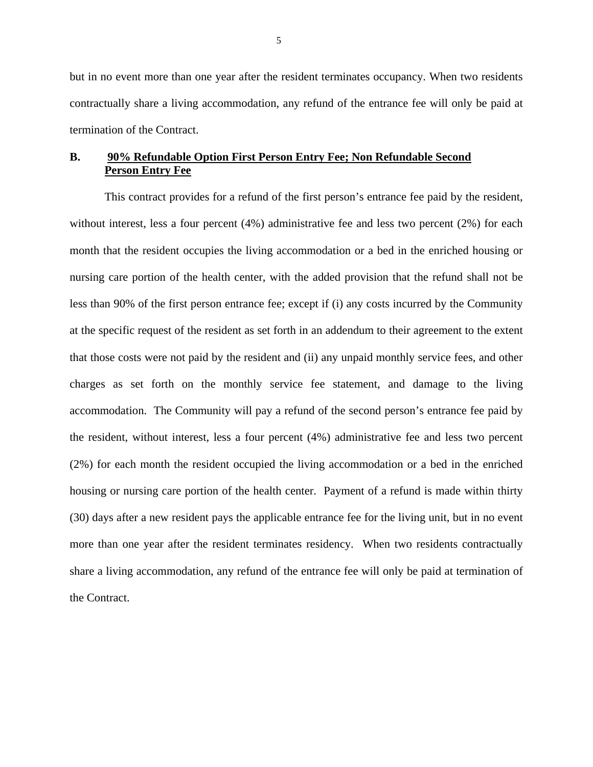but in no event more than one year after the resident terminates occupancy. When two residents contractually share a living accommodation, any refund of the entrance fee will only be paid at termination of the Contract.

**B. <u>90% Refundable Option First Person Entry Fee; Non Refundable Second Person Entry Fee</u>**

This contract provides for a refund of the first person's entrance fee paid by the resident, without interest, less a four percent (4%) administrative fee and less two percent (2%) for each month that the resident occupies the living accommodation or a bed in the enriched housing or nursing care portion of the health center, with the added provision that the refund shall not be less than 90% of the first person entrance fee; except if (i) any costs incurred by the Community at the specific request of the resident as set forth in an addendum to their agreement to the extent that those costs were not paid by the resident and (ii) any unpaid monthly service fees, and other charges as set forth on the monthly service fee statement, and damage to the living accommodation. The Community will pay a refund of the second person's entrance fee paid by the resident, without interest, less a four percent (4%) administrative fee and less two percent (2%) for each month the resident occupied the living accommodation or a bed in the enriched housing or nursing care portion of the health center. Payment of a refund is made within thirty (30) days after a new resident pays the applicable entrance fee for the living unit, but in no event more than one year after the resident terminates residency. When two residents contractually share a living accommodation, any refund of the entrance fee will only be paid at termination of the Contract.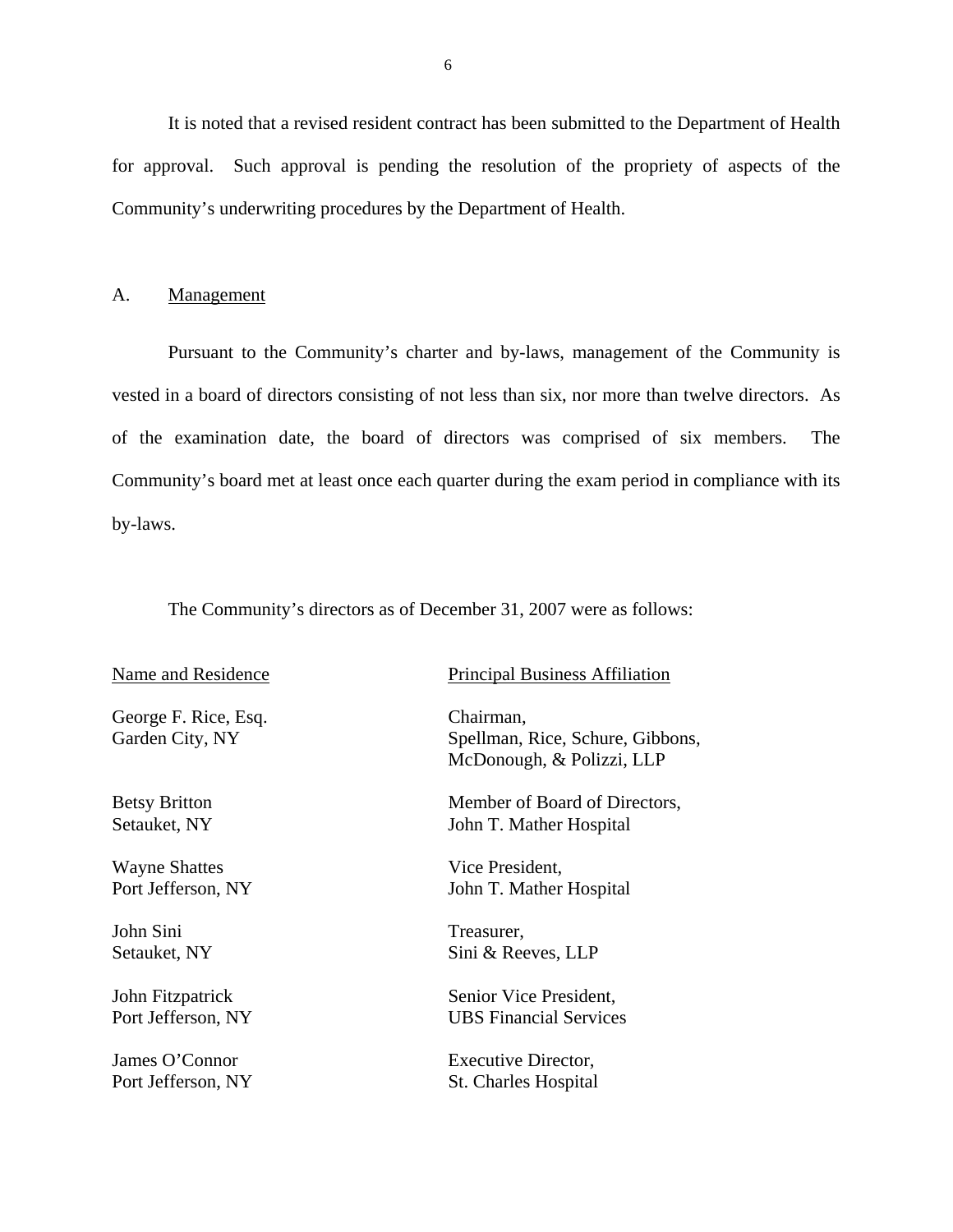It is noted that a revised resident contract has been submitted to the Department of Health for approval. Such approval is pending the resolution of the propriety of aspects of the Community's underwriting procedures by the Department of Health.

## A. Management

Pursuant to the Community's charter and by-laws, management of the Community is vested in a board of directors consisting of not less than six, nor more than twelve directors. As of the examination date, the board of directors was comprised of six members. The Community's board met at least once each quarter during the exam period in compliance with its by-laws.

The Community's directors as of December 31, 2007 were as follows:

| Name and Residence | Principal Business Affiliation |
| --- | --- |
| George F. Rice, Esq.<br>Garden City, NY | Chairman,<br>Spellman, Rice, Schure, Gibbons, McDonough, & Polizzi, LLP |
| Betsy Britton<br>Setauket, NY | Member of Board of Directors,<br>John T. Mather Hospital |
| Wayne Shattes<br>Port Jefferson, NY | Vice President,<br>John T. Mather Hospital |
| John Sini<br>Setauket, NY | Treasurer,<br>Sini & Reeves, LLP |
| John Fitzpatrick<br>Port Jefferson, NY | Senior Vice President,<br>UBS Financial Services |
| James O'Connor<br>Port Jefferson, NY | Executive Director,<br>St. Charles Hospital |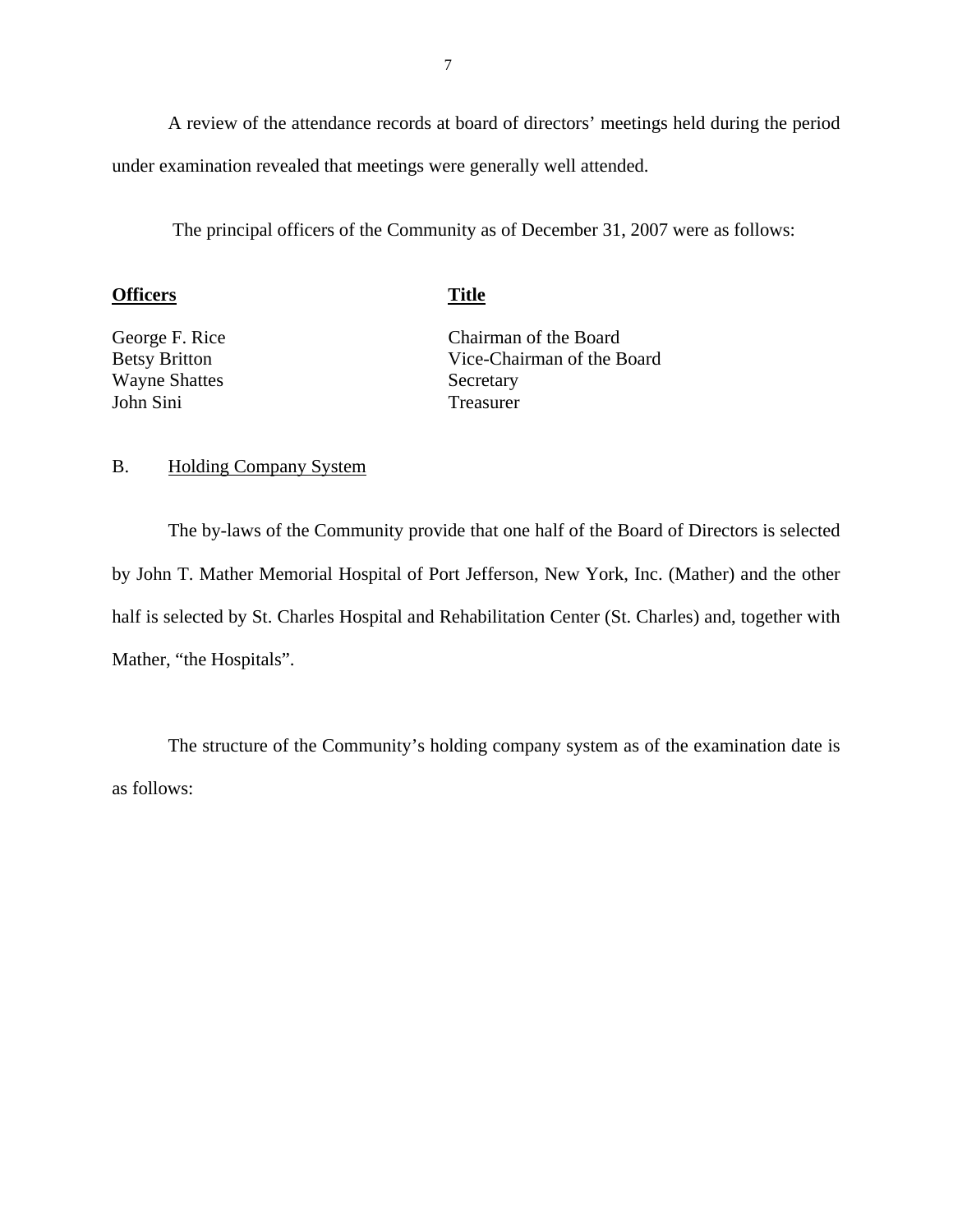A review of the attendance records at board of directors' meetings held during the period under examination revealed that meetings were generally well attended.

The principal officers of the Community as of December 31, 2007 were as follows:

| **Officers** | **Title** |
| --- | --- |
| George F. Rice | Chairman of the Board |
| Betsy Britton | Vice-Chairman of the Board |
| Wayne Shattes | Secretary |
| John Sini | Treasurer |

## B. Holding Company System

The by-laws of the Community provide that one half of the Board of Directors is selected by John T. Mather Memorial Hospital of Port Jefferson, New York, Inc. (Mather) and the other half is selected by St. Charles Hospital and Rehabilitation Center (St. Charles) and, together with Mather, "the Hospitals".

The structure of the Community's holding company system as of the examination date is as follows: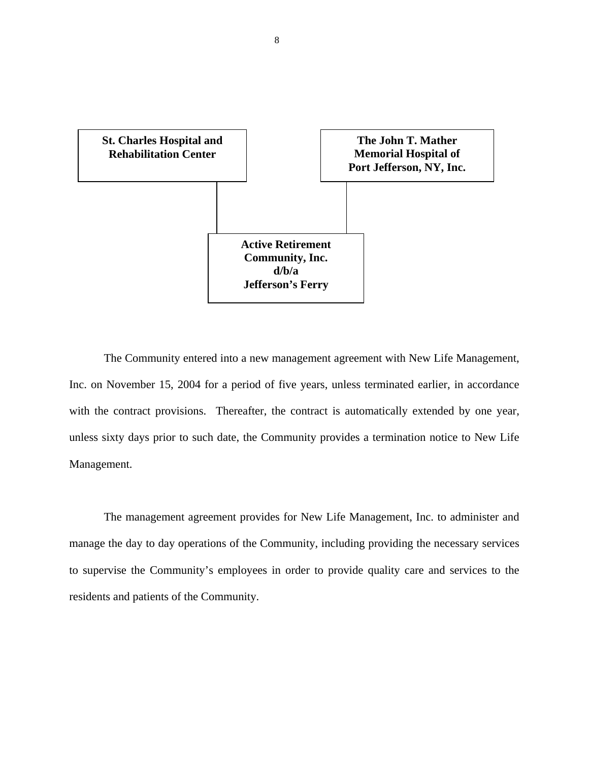**St. Charles Hospital and Rehabilitation Center**

**The John T. Mather Memorial Hospital of Port Jefferson, NY, Inc.**

**Active Retirement Community, Inc. d/b/a Jefferson's Ferry**

The Community entered into a new management agreement with New Life Management, Inc. on November 15, 2004 for a period of five years, unless terminated earlier, in accordance with the contract provisions. Thereafter, the contract is automatically extended by one year, unless sixty days prior to such date, the Community provides a termination notice to New Life Management.

The management agreement provides for New Life Management, Inc. to administer and manage the day to day operations of the Community, including providing the necessary services to supervise the Community's employees in order to provide quality care and services to the residents and patients of the Community.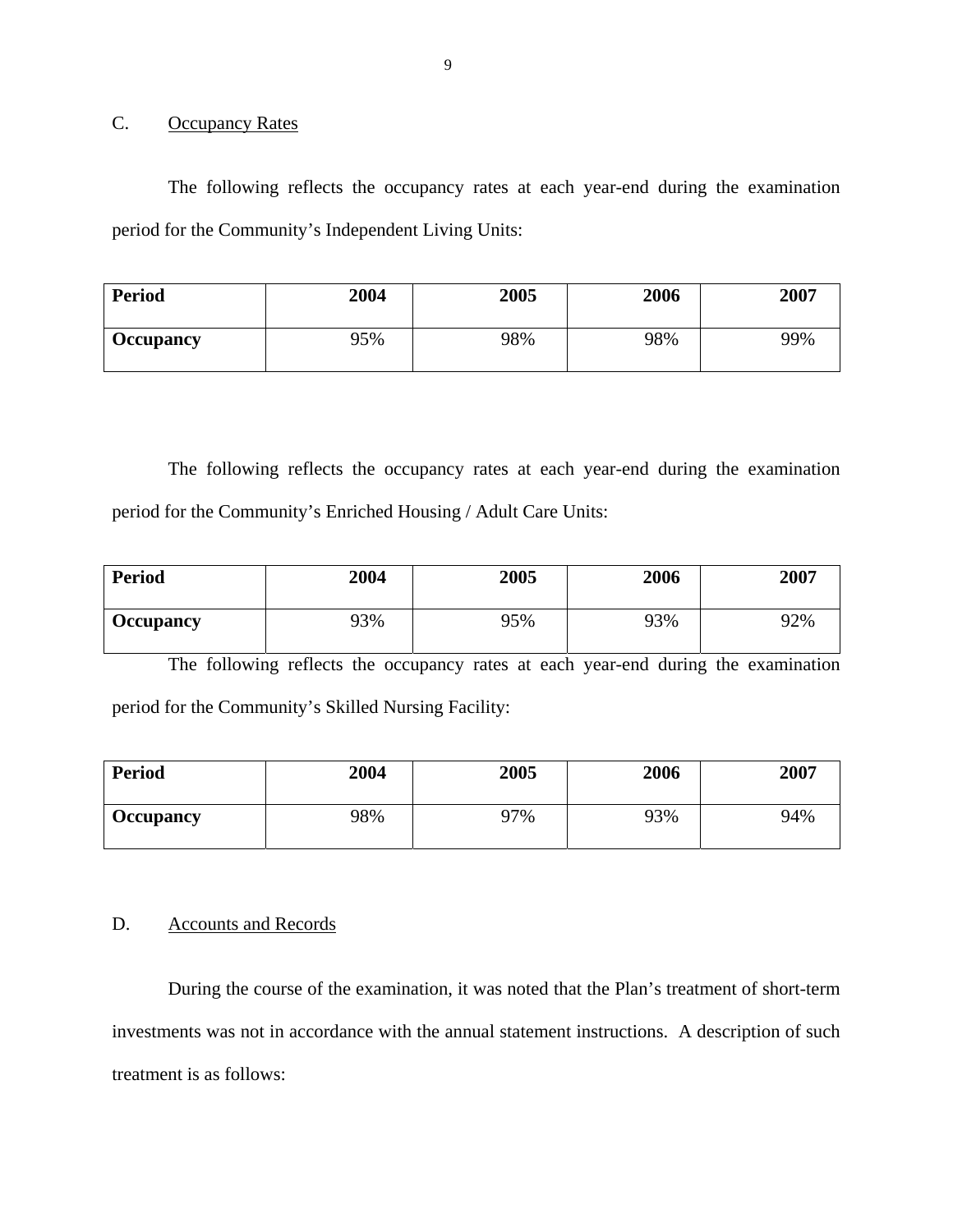## C. Occupancy Rates

The following reflects the occupancy rates at each year-end during the examination period for the Community's Independent Living Units:

| Period | 2004 | 2005 | 2006 | 2007 |
|---|---|---|---|---|
| **Occupancy** | 95% | 98% | 98% | 99% |

The following reflects the occupancy rates at each year-end during the examination period for the Community's Enriched Housing / Adult Care Units:

| Period | 2004 | 2005 | 2006 | 2007 |
|---|---|---|---|---|
| **Occupancy** | 93% | 95% | 93% | 92% |

The following reflects the occupancy rates at each year-end during the examination period for the Community's Skilled Nursing Facility:

| Period | 2004 | 2005 | 2006 | 2007 |
|---|---|---|---|---|
| **Occupancy** | 98% | 97% | 93% | 94% |

## D. Accounts and Records

During the course of the examination, it was noted that the Plan's treatment of short-term investments was not in accordance with the annual statement instructions. A description of such treatment is as follows: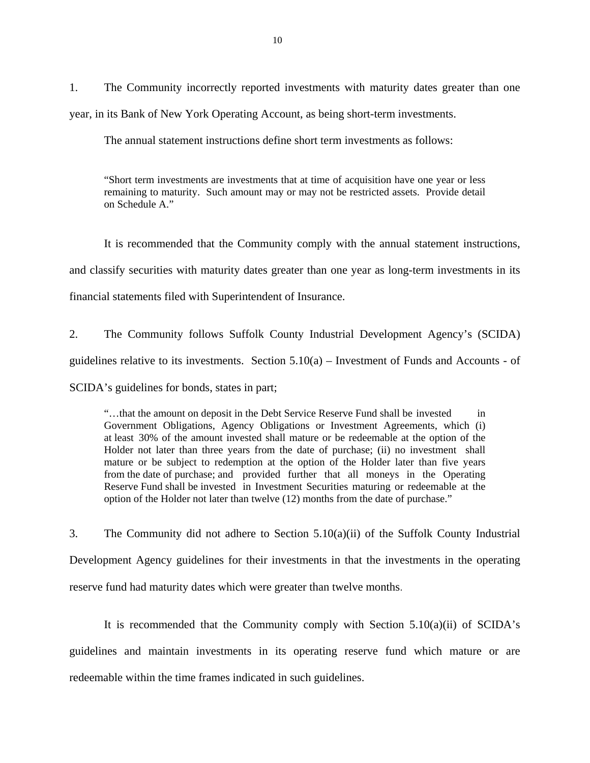1. The Community incorrectly reported investments with maturity dates greater than one year, in its Bank of New York Operating Account, as being short-term investments.

The annual statement instructions define short term investments as follows:

> "Short term investments are investments that at time of acquisition have one year or less remaining to maturity. Such amount may or may not be restricted assets. Provide detail on Schedule A."

It is recommended that the Community comply with the annual statement instructions, and classify securities with maturity dates greater than one year as long-term investments in its financial statements filed with Superintendent of Insurance.

2. The Community follows Suffolk County Industrial Development Agency's (SCIDA) guidelines relative to its investments. Section 5.10(a) – Investment of Funds and Accounts - of SCIDA's guidelines for bonds, states in part;

> "…that the amount on deposit in the Debt Service Reserve Fund shall be invested in Government Obligations, Agency Obligations or Investment Agreements, which (i) at least 30% of the amount invested shall mature or be redeemable at the option of the Holder not later than three years from the date of purchase; (ii) no investment shall mature or be subject to redemption at the option of the Holder later than five years from the date of purchase; and provided further that all moneys in the Operating Reserve Fund shall be invested in Investment Securities maturing or redeemable at the option of the Holder not later than twelve (12) months from the date of purchase."

3. The Community did not adhere to Section 5.10(a)(ii) of the Suffolk County Industrial Development Agency guidelines for their investments in that the investments in the operating reserve fund had maturity dates which were greater than twelve months.

It is recommended that the Community comply with Section 5.10(a)(ii) of SCIDA's guidelines and maintain investments in its operating reserve fund which mature or are redeemable within the time frames indicated in such guidelines.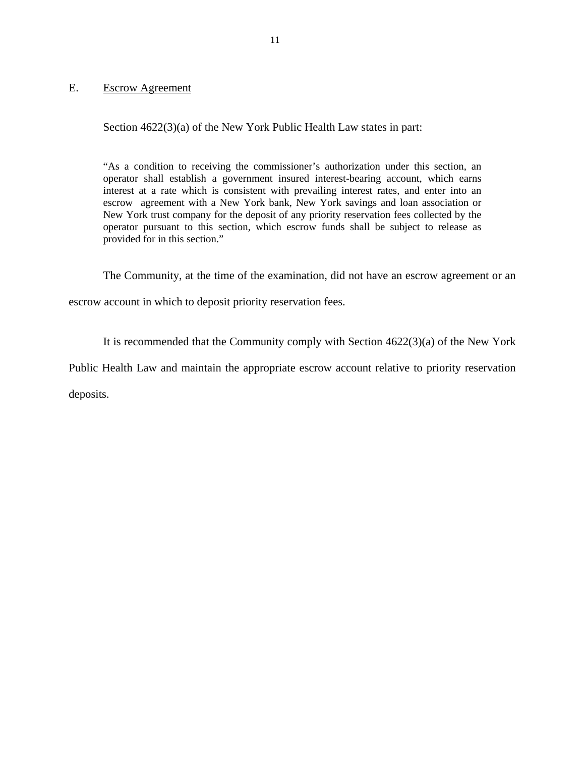## E. Escrow Agreement

Section 4622(3)(a) of the New York Public Health Law states in part:

> "As a condition to receiving the commissioner's authorization under this section, an operator shall establish a government insured interest-bearing account, which earns interest at a rate which is consistent with prevailing interest rates, and enter into an escrow agreement with a New York bank, New York savings and loan association or New York trust company for the deposit of any priority reservation fees collected by the operator pursuant to this section, which escrow funds shall be subject to release as provided for in this section."

The Community, at the time of the examination, did not have an escrow agreement or an escrow account in which to deposit priority reservation fees.

It is recommended that the Community comply with Section 4622(3)(a) of the New York Public Health Law and maintain the appropriate escrow account relative to priority reservation deposits.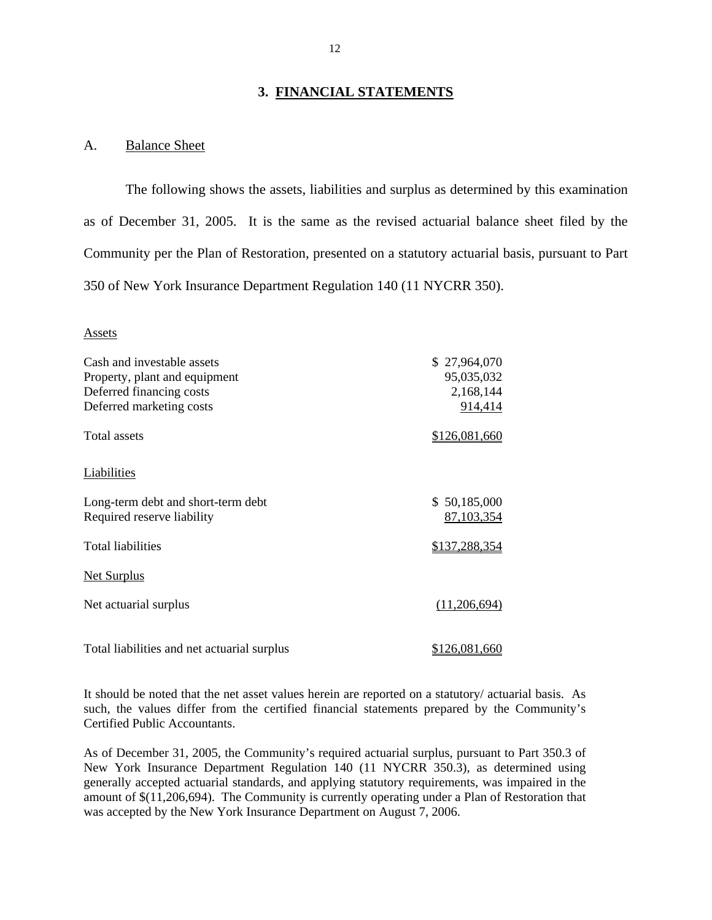# 3. FINANCIAL STATEMENTS

## A. Balance Sheet

The following shows the assets, liabilities and surplus as determined by this examination as of December 31, 2005. It is the same as the revised actuarial balance sheet filed by the Community per the Plan of Restoration, presented on a statutory actuarial basis, pursuant to Part 350 of New York Insurance Department Regulation 140 (11 NYCRR 350).

| | |
|---|---|
| **Assets** | |
| Cash and investable assets | $ 27,964,070 |
| Property, plant and equipment | 95,035,032 |
| Deferred financing costs | 2,168,144 |
| Deferred marketing costs | 914,414 |
| Total assets | $126,081,660 |
| **Liabilities** | |
| Long-term debt and short-term debt | $ 50,185,000 |
| Required reserve liability | 87,103,354 |
| Total liabilities | $137,288,354 |
| **Net Surplus** | |
| Net actuarial surplus | (11,206,694) |
| Total liabilities and net actuarial surplus | $126,081,660 |

It should be noted that the net asset values herein are reported on a statutory/ actuarial basis. As such, the values differ from the certified financial statements prepared by the Community's Certified Public Accountants.

As of December 31, 2005, the Community's required actuarial surplus, pursuant to Part 350.3 of New York Insurance Department Regulation 140 (11 NYCRR 350.3), as determined using generally accepted actuarial standards, and applying statutory requirements, was impaired in the amount of $(11,206,694). The Community is currently operating under a Plan of Restoration that was accepted by the New York Insurance Department on August 7, 2006.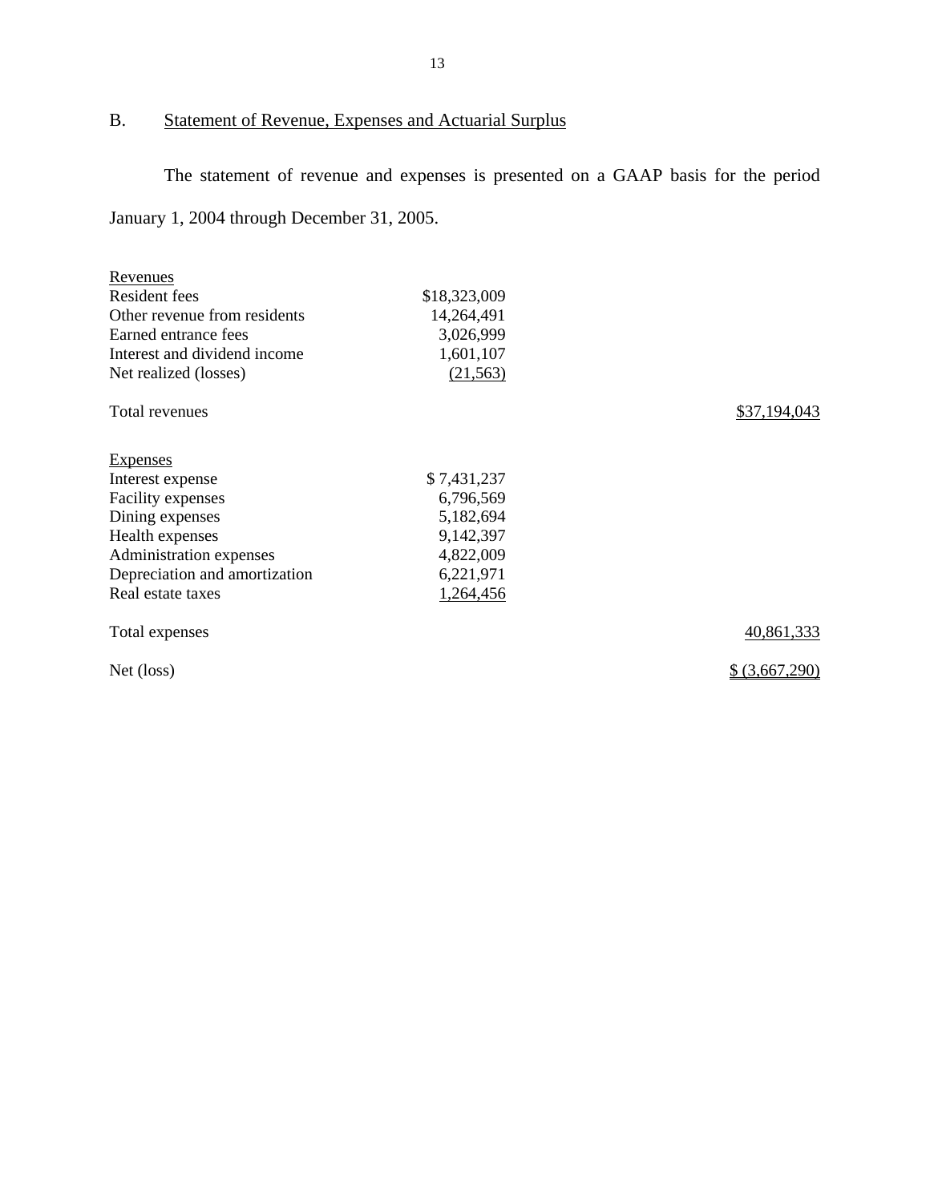## B. Statement of Revenue, Expenses and Actuarial Surplus

The statement of revenue and expenses is presented on a GAAP basis for the period January 1, 2004 through December 31, 2005.

| | | |
|---|---|---|
| Revenues | | |
| Resident fees | $18,323,009 | |
| Other revenue from residents | 14,264,491 | |
| Earned entrance fees | 3,026,999 | |
| Interest and dividend income | 1,601,107 | |
| Net realized (losses) | (21,563) | |
| Total revenues | | $37,194,043 |
| Expenses | | |
| Interest expense | $ 7,431,237 | |
| Facility expenses | 6,796,569 | |
| Dining expenses | 5,182,694 | |
| Health expenses | 9,142,397 | |
| Administration expenses | 4,822,009 | |
| Depreciation and amortization | 6,221,971 | |
| Real estate taxes | 1,264,456 | |
| Total expenses | | 40,861,333 |
| Net (loss) | | $ (3,667,290) |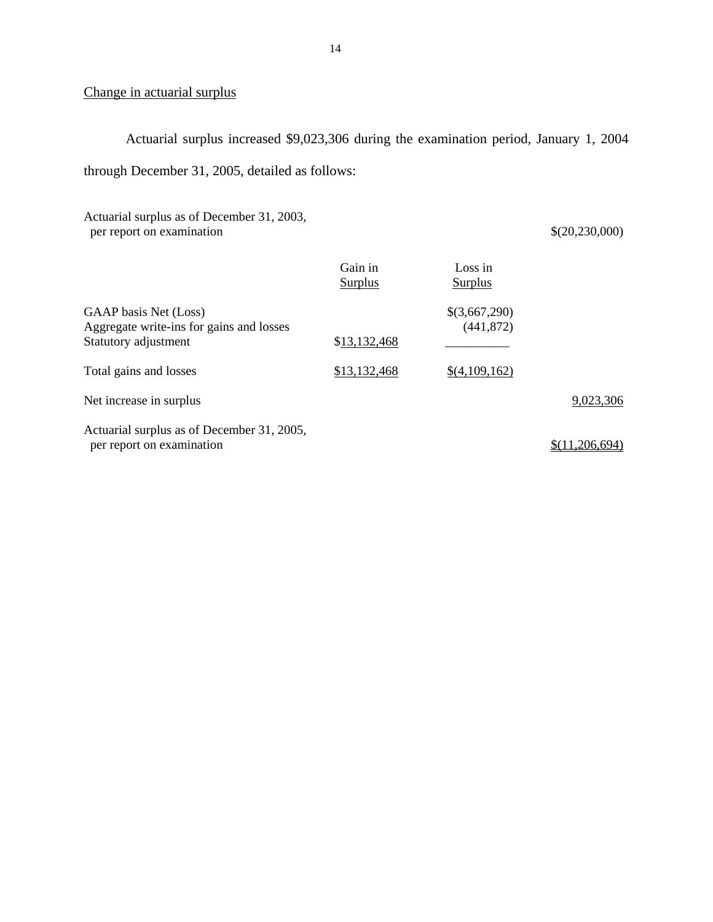Change in actuarial surplus

Actuarial surplus increased $9,023,306 during the examination period, January 1, 2004 through December 31, 2005, detailed as follows:

| | Gain in Surplus | Loss in Surplus | |
|---|---|---|---|
| Actuarial surplus as of December 31, 2003, per report on examination | | | $(20,230,000) |
| GAAP basis Net (Loss) | | $(3,667,290) | |
| Aggregate write-ins for gains and losses | | (441,872) | |
| Statutory adjustment | $13,132,468 | | |
| Total gains and losses | $13,132,468 | $(4,109,162) | |
| Net increase in surplus | | | 9,023,306 |
| Actuarial surplus as of December 31, 2005, per report on examination | | | $(11,206,694) |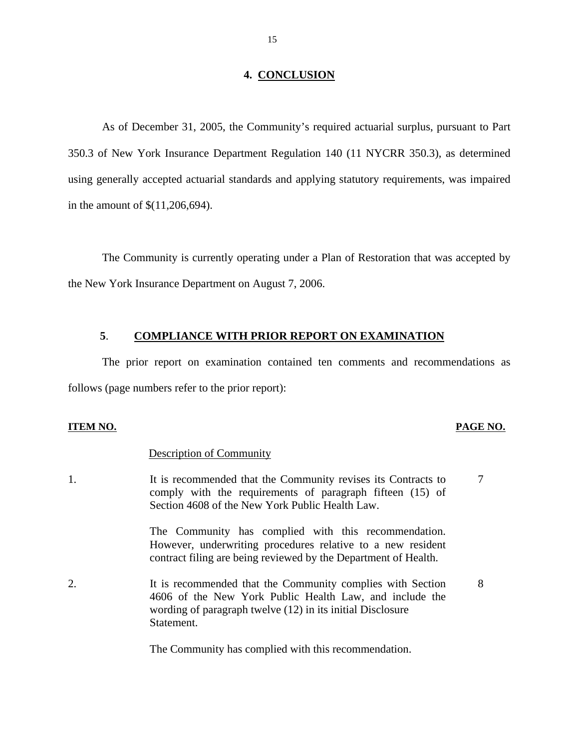## 4. CONCLUSION

As of December 31, 2005, the Community's required actuarial surplus, pursuant to Part 350.3 of New York Insurance Department Regulation 140 (11 NYCRR 350.3), as determined using generally accepted actuarial standards and applying statutory requirements, was impaired in the amount of $(11,206,694).

The Community is currently operating under a Plan of Restoration that was accepted by the New York Insurance Department on August 7, 2006.

## 5. COMPLIANCE WITH PRIOR REPORT ON EXAMINATION

The prior report on examination contained ten comments and recommendations as follows (page numbers refer to the prior report):

| ITEM NO. | | PAGE NO. |
|---|---|---|
| | Description of Community | |
| 1. | It is recommended that the Community revises its Contracts to comply with the requirements of paragraph fifteen (15) of Section 4608 of the New York Public Health Law. | 7 |
| | The Community has complied with this recommendation. However, underwriting procedures relative to a new resident contract filing are being reviewed by the Department of Health. | |
| 2. | It is recommended that the Community complies with Section 4606 of the New York Public Health Law, and include the wording of paragraph twelve (12) in its initial Disclosure Statement. | 8 |
| | The Community has complied with this recommendation. | |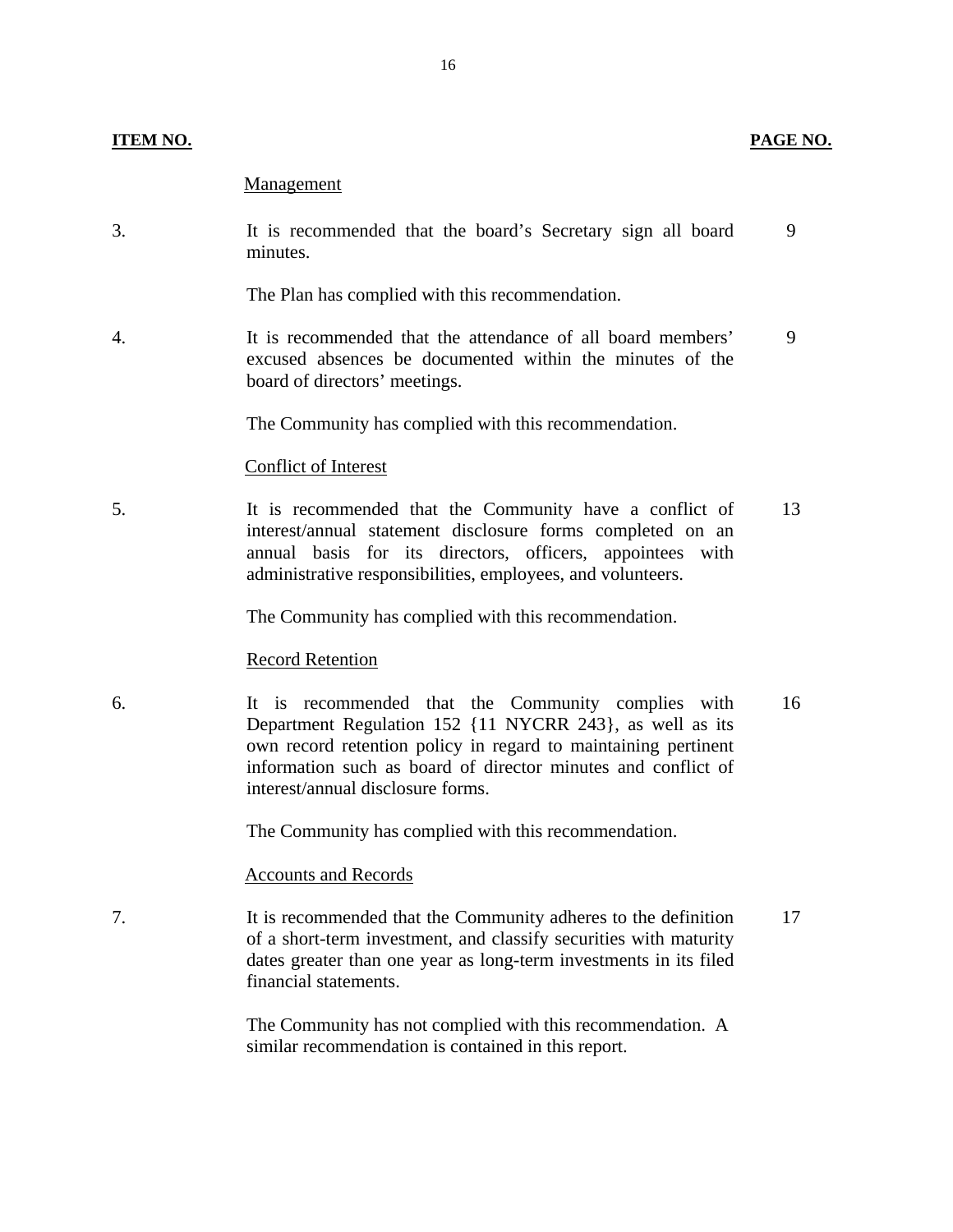| ITEM NO. | | PAGE NO. |
|---|---|---|
| | Management | |
| 3. | It is recommended that the board's Secretary sign all board minutes.<br><br>The Plan has complied with this recommendation. | 9 |
| 4. | It is recommended that the attendance of all board members' excused absences be documented within the minutes of the board of directors' meetings.<br><br>The Community has complied with this recommendation. | 9 |
| | Conflict of Interest | |
| 5. | It is recommended that the Community have a conflict of interest/annual statement disclosure forms completed on an annual basis for its directors, officers, appointees with administrative responsibilities, employees, and volunteers.<br><br>The Community has complied with this recommendation. | 13 |
| | Record Retention | |
| 6. | It is recommended that the Community complies with Department Regulation 152 {11 NYCRR 243}, as well as its own record retention policy in regard to maintaining pertinent information such as board of director minutes and conflict of interest/annual disclosure forms.<br><br>The Community has complied with this recommendation. | 16 |
| | Accounts and Records | |
| 7. | It is recommended that the Community adheres to the definition of a short-term investment, and classify securities with maturity dates greater than one year as long-term investments in its filed financial statements.<br><br>The Community has not complied with this recommendation. A similar recommendation is contained in this report. | 17 |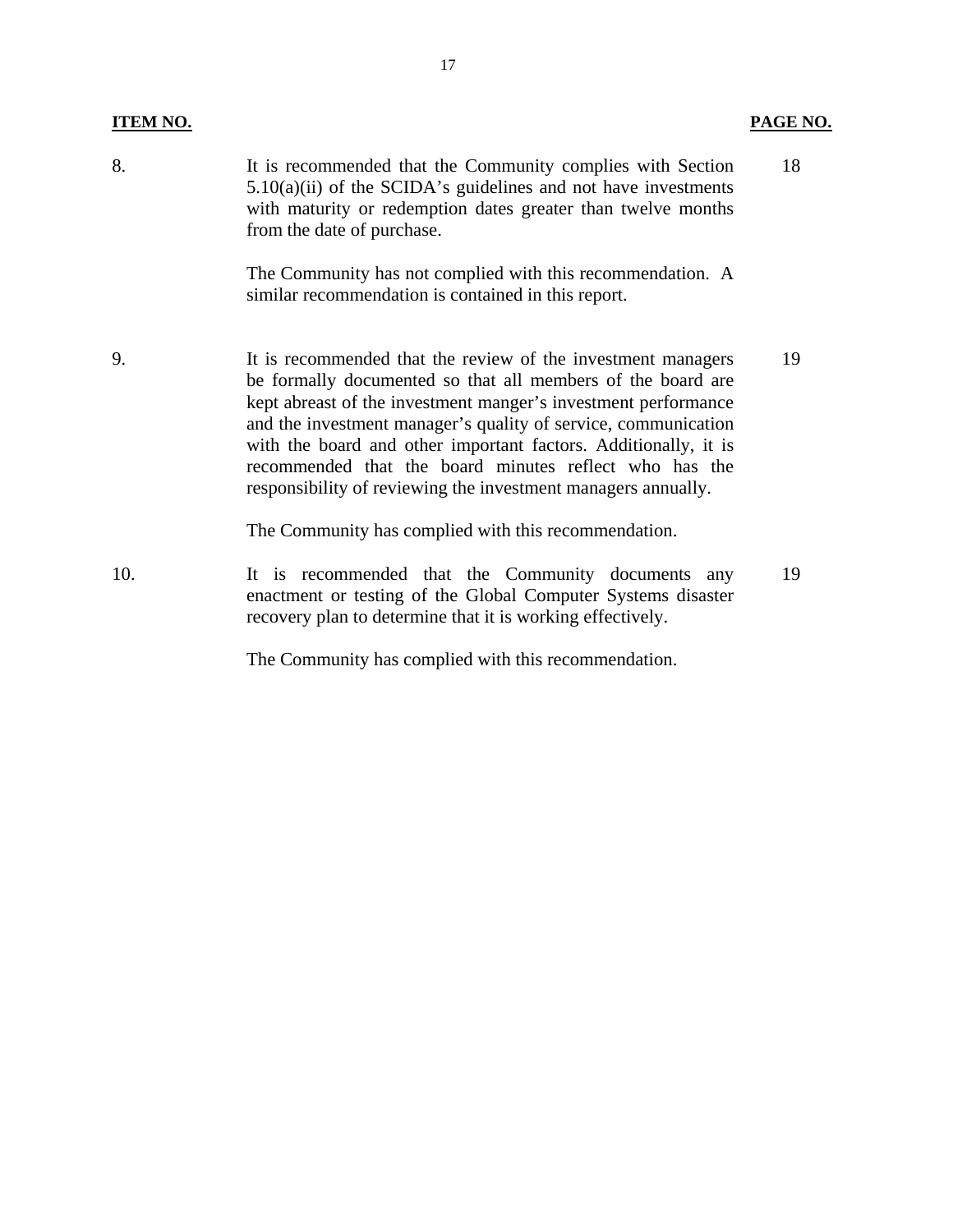| ITEM NO. | | PAGE NO. |
|---|---|---|
| 8. | It is recommended that the Community complies with Section 5.10(a)(ii) of the SCIDA's guidelines and not have investments with maturity or redemption dates greater than twelve months from the date of purchase.<br><br>The Community has not complied with this recommendation. A similar recommendation is contained in this report. | 18 |
| 9. | It is recommended that the review of the investment managers be formally documented so that all members of the board are kept abreast of the investment manger's investment performance and the investment manager's quality of service, communication with the board and other important factors. Additionally, it is recommended that the board minutes reflect who has the responsibility of reviewing the investment managers annually.<br><br>The Community has complied with this recommendation. | 19 |
| 10. | It is recommended that the Community documents any enactment or testing of the Global Computer Systems disaster recovery plan to determine that it is working effectively.<br><br>The Community has complied with this recommendation. | 19 |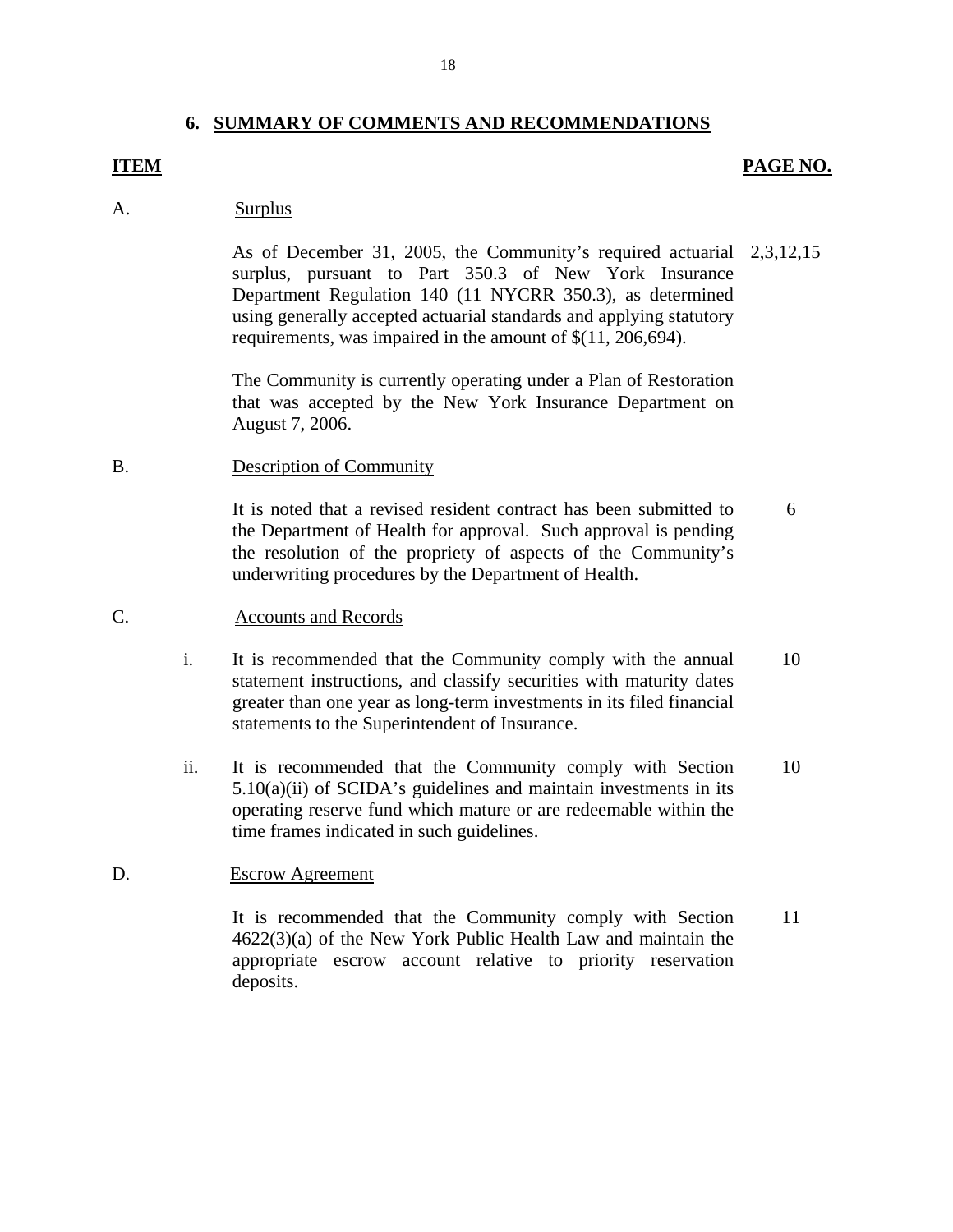## 6. SUMMARY OF COMMENTS AND RECOMMENDATIONS

| ITEM | | | PAGE NO. |
|---|---|---|---|
| A. | | Surplus | |
| | | As of December 31, 2005, the Community's required actuarial surplus, pursuant to Part 350.3 of New York Insurance Department Regulation 140 (11 NYCRR 350.3), as determined using generally accepted actuarial standards and applying statutory requirements, was impaired in the amount of $(11, 206,694). | 2,3,12,15 |
| | | The Community is currently operating under a Plan of Restoration that was accepted by the New York Insurance Department on August 7, 2006. | |
| B. | | Description of Community | |
| | | It is noted that a revised resident contract has been submitted to the Department of Health for approval. Such approval is pending the resolution of the propriety of aspects of the Community's underwriting procedures by the Department of Health. | 6 |
| C. | | Accounts and Records | |
| | i. | It is recommended that the Community comply with the annual statement instructions, and classify securities with maturity dates greater than one year as long-term investments in its filed financial statements to the Superintendent of Insurance. | 10 |
| | ii. | It is recommended that the Community comply with Section 5.10(a)(ii) of SCIDA's guidelines and maintain investments in its operating reserve fund which mature or are redeemable within the time frames indicated in such guidelines. | 10 |
| D. | | Escrow Agreement | |
| | | It is recommended that the Community comply with Section 4622(3)(a) of the New York Public Health Law and maintain the appropriate escrow account relative to priority reservation deposits. | 11 |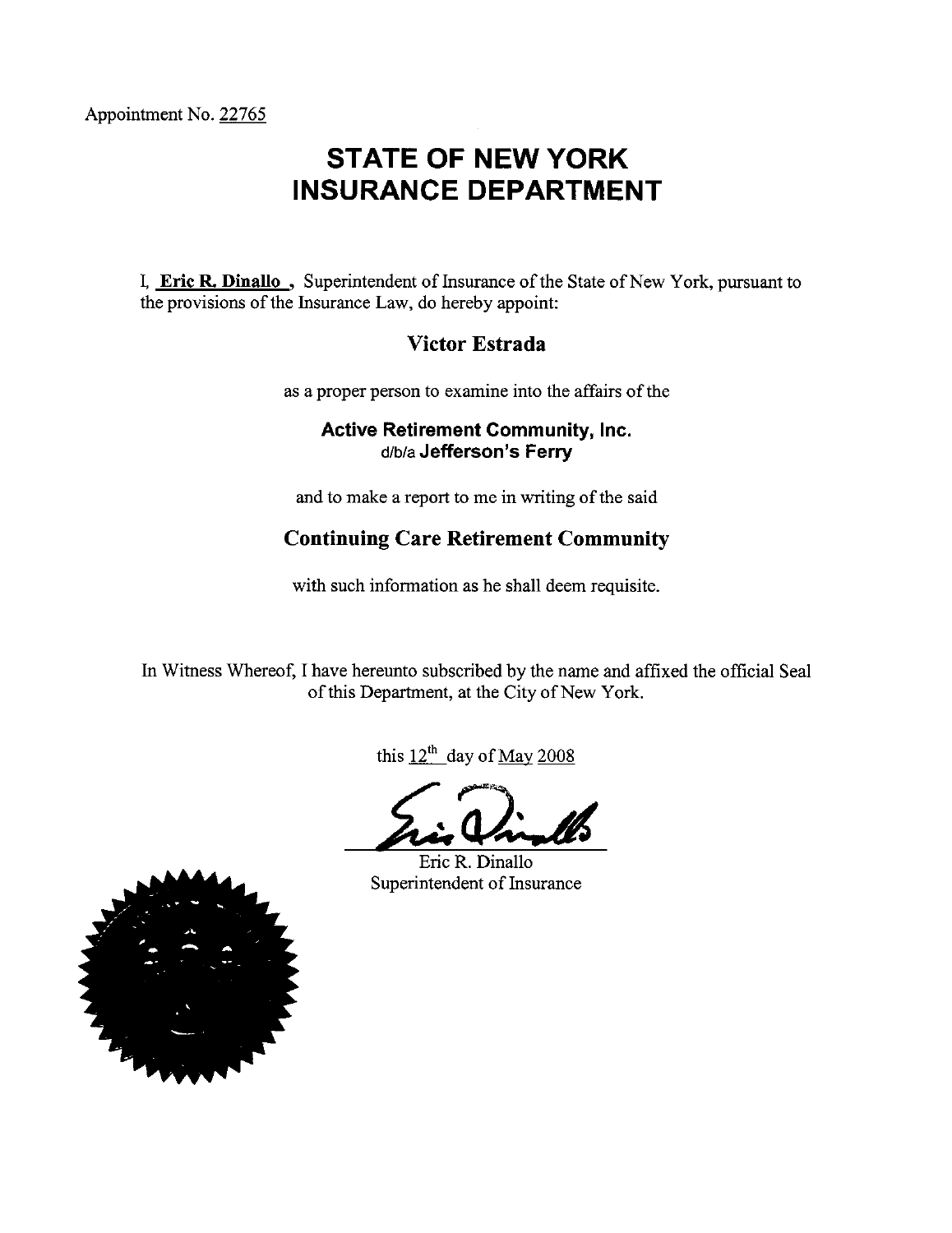Appointment No. 22765

# STATE OF NEW YORK
# INSURANCE DEPARTMENT

I, **Eric R. Dinallo**, Superintendent of Insurance of the State of New York, pursuant to the provisions of the Insurance Law, do hereby appoint:

**Victor Estrada**

as a proper person to examine into the affairs of the

**Active Retirement Community, Inc.**
d/b/a **Jefferson's Ferry**

and to make a report to me in writing of the said

**Continuing Care Retirement Community**

with such information as he shall deem requisite.

In Witness Whereof, I have hereunto subscribed by the name and affixed the official Seal of this Department, at the City of New York.

this 12th day of May 2008

Eric R. Dinallo
Superintendent of Insurance